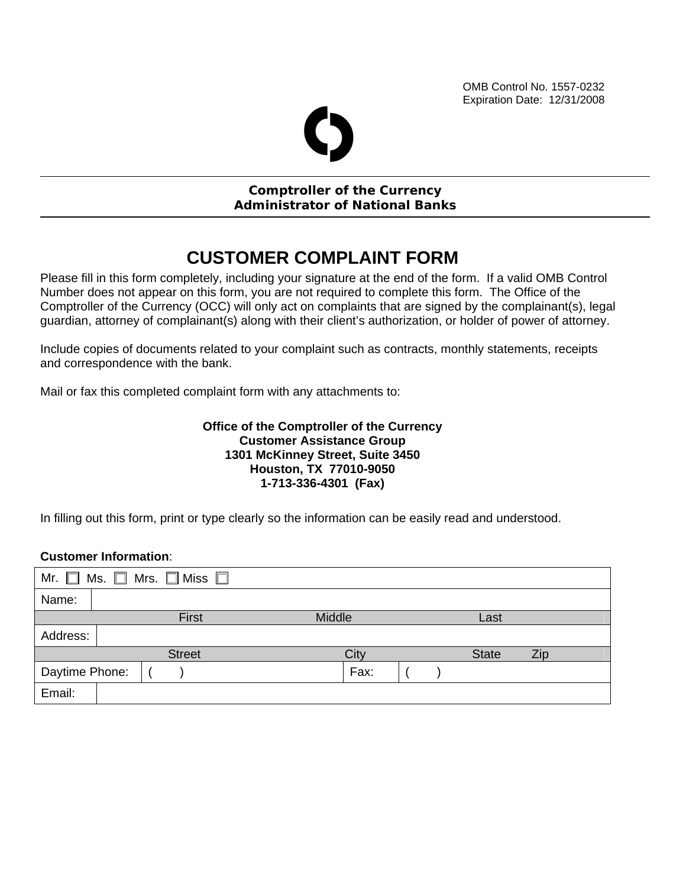OMB Control No. 1557-0232
Expiration Date: 12/31/2008

**Comptroller of the Currency**
**Administrator of National Banks**

# CUSTOMER COMPLAINT FORM

Please fill in this form completely, including your signature at the end of the form. If a valid OMB Control Number does not appear on this form, you are not required to complete this form. The Office of the Comptroller of the Currency (OCC) will only act on complaints that are signed by the complainant(s), legal guardian, attorney of complainant(s) along with their client's authorization, or holder of power of attorney.

Include copies of documents related to your complaint such as contracts, monthly statements, receipts and correspondence with the bank.

Mail or fax this completed complaint form with any attachments to:

**Office of the Comptroller of the Currency**
**Customer Assistance Group**
**1301 McKinney Street, Suite 3450**
**Houston, TX 77010-9050**
**1-713-336-4301 (Fax)**

In filling out this form, print or type clearly so the information can be easily read and understood.

**Customer Information**:

| Mr. ☐ Ms. ☐ Mrs. ☐ Miss ☐ | | | |
|---|---|---|---|
| Name: | | | |
| First | Middle | Last | |
| Address: | | | |
| Street | City | State | Zip |
| Daytime Phone: | ( ) | Fax: | ( ) |
| Email: | | | |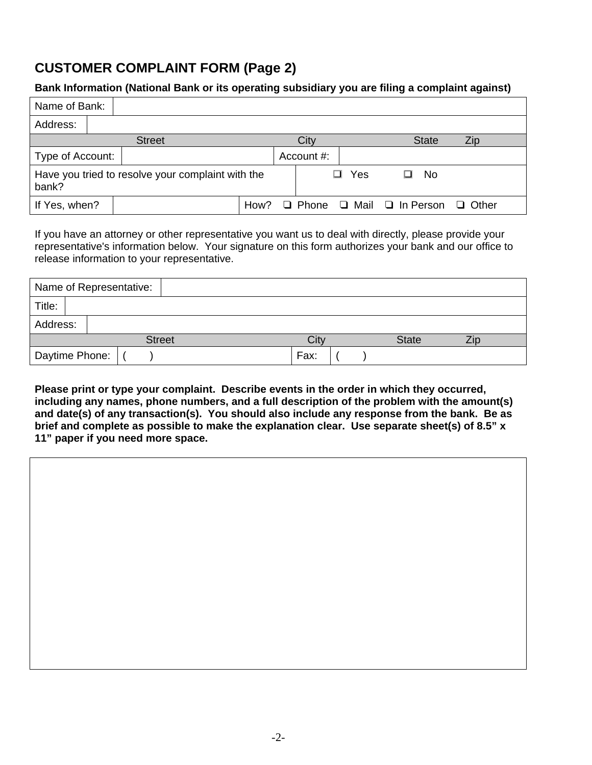# CUSTOMER COMPLAINT FORM (Page 2)

**Bank Information (National Bank or its operating subsidiary you are filing a complaint against)**

| | | | |
|---|---|---|---|
| Name of Bank: | | | |
| Address: | | | |
| Street | City | State | Zip |
| Type of Account: | | Account #: | |
| Have you tried to resolve your complaint with the bank? | ❑ Yes ❑ No | | |
| If Yes, when? | | How? ❑ Phone ❑ Mail ❑ In Person ❑ Other | |

If you have an attorney or other representative you want us to deal with directly, please provide your representative's information below. Your signature on this form authorizes your bank and our office to release information to your representative.

| | | | |
|---|---|---|---|
| Name of Representative: | | | |
| Title: | | | |
| Address: | | | |
| Street | City | State | Zip |
| Daytime Phone: | (   ) | Fax: | (   ) |

**Please print or type your complaint. Describe events in the order in which they occurred, including any names, phone numbers, and a full description of the problem with the amount(s) and date(s) of any transaction(s). You should also include any response from the bank. Be as brief and complete as possible to make the explanation clear. Use separate sheet(s) of 8.5" x 11" paper if you need more space.**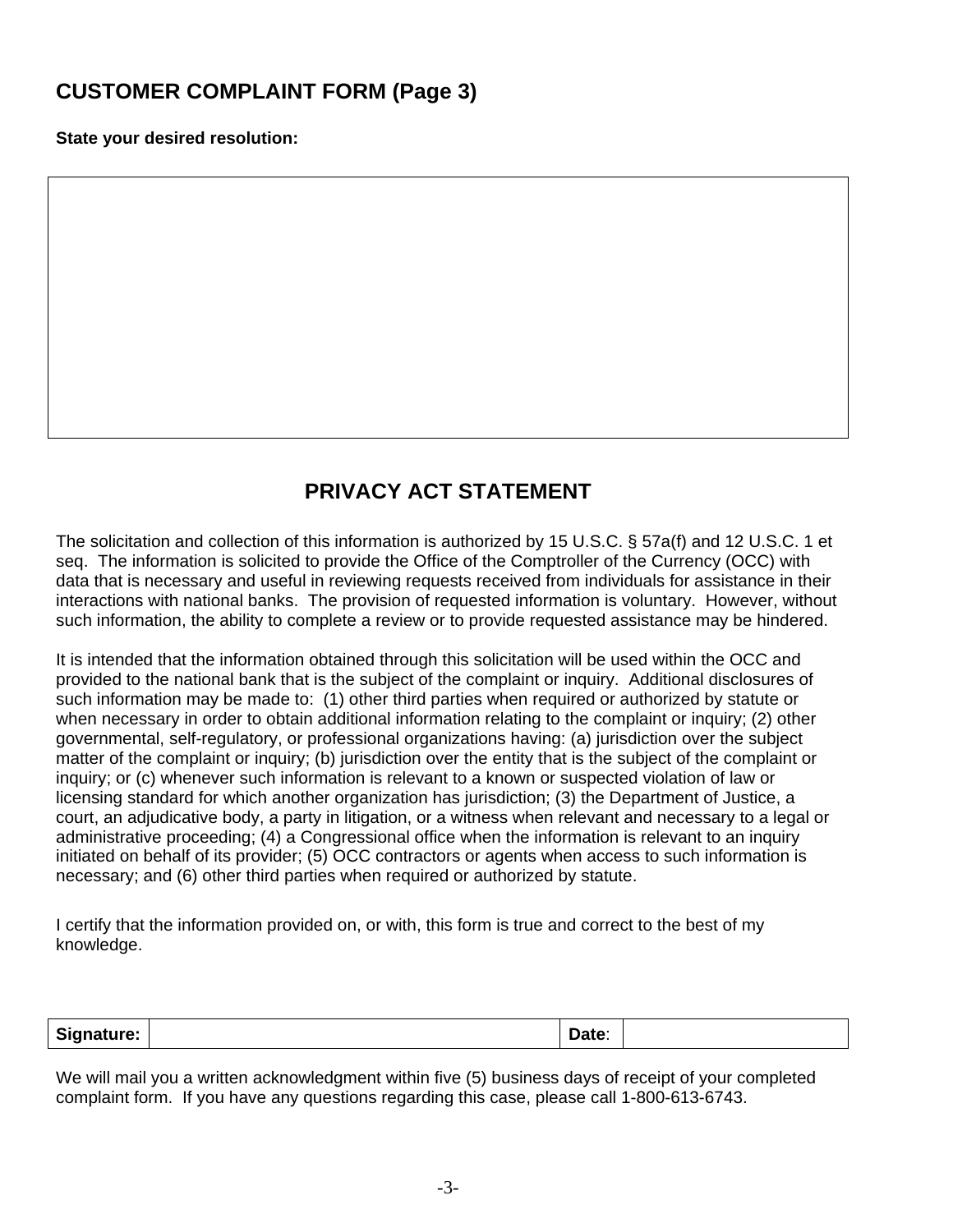# CUSTOMER COMPLAINT FORM (Page 3)

**State your desired resolution:**

| |
|---|
| |

## PRIVACY ACT STATEMENT

The solicitation and collection of this information is authorized by 15 U.S.C. § 57a(f) and 12 U.S.C. 1 et seq. The information is solicited to provide the Office of the Comptroller of the Currency (OCC) with data that is necessary and useful in reviewing requests received from individuals for assistance in their interactions with national banks. The provision of requested information is voluntary. However, without such information, the ability to complete a review or to provide requested assistance may be hindered.

It is intended that the information obtained through this solicitation will be used within the OCC and provided to the national bank that is the subject of the complaint or inquiry. Additional disclosures of such information may be made to: (1) other third parties when required or authorized by statute or when necessary in order to obtain additional information relating to the complaint or inquiry; (2) other governmental, self-regulatory, or professional organizations having: (a) jurisdiction over the subject matter of the complaint or inquiry; (b) jurisdiction over the entity that is the subject of the complaint or inquiry; or (c) whenever such information is relevant to a known or suspected violation of law or licensing standard for which another organization has jurisdiction; (3) the Department of Justice, a court, an adjudicative body, a party in litigation, or a witness when relevant and necessary to a legal or administrative proceeding; (4) a Congressional office when the information is relevant to an inquiry initiated on behalf of its provider; (5) OCC contractors or agents when access to such information is necessary; and (6) other third parties when required or authorized by statute.

I certify that the information provided on, or with, this form is true and correct to the best of my knowledge.

| **Signature:** | | **Date**: | |
|---|---|---|---|

We will mail you a written acknowledgment within five (5) business days of receipt of your completed complaint form. If you have any questions regarding this case, please call 1-800-613-6743.